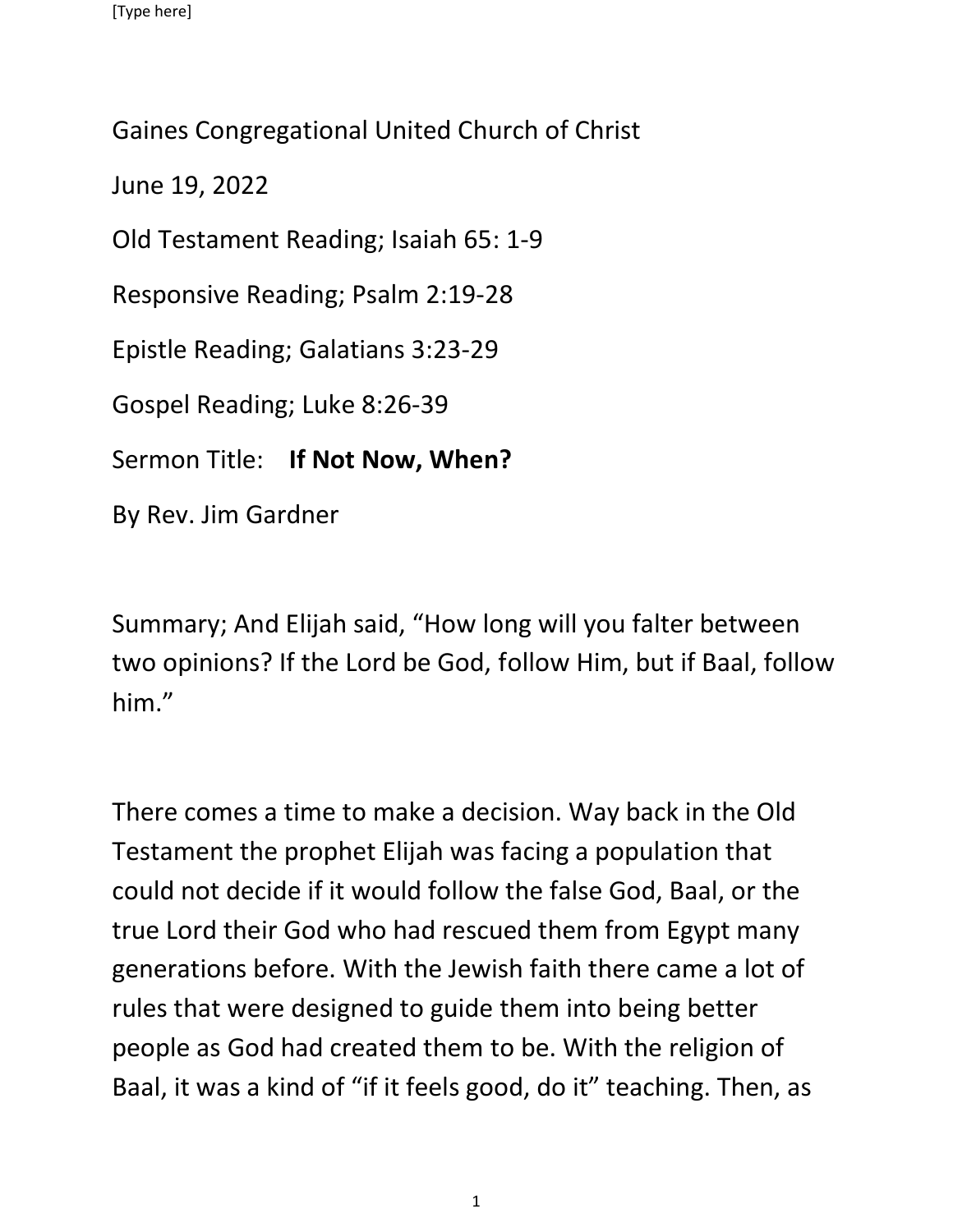Gaines Congregational United Church of Christ

June 19, 2022

Old Testament Reading; Isaiah 65: 1-9

Responsive Reading; Psalm 2:19-28

Epistle Reading; Galatians 3:23-29

Gospel Reading; Luke 8:26-39

Sermon Title: **If Not Now, When?**

By Rev. Jim Gardner

Summary; And Elijah said, “How long will you falter between two opinions? If the Lord be God, follow Him, but if Baal, follow him.”

There comes a time to make a decision. Way back in the Old Testament the prophet Elijah was facing a population that could not decide if it would follow the false God, Baal, or the true Lord their God who had rescued them from Egypt many generations before. With the Jewish faith there came a lot of rules that were designed to guide them into being better people as God had created them to be. With the religion of Baal, it was a kind of “if it feels good, do it” teaching. Then, as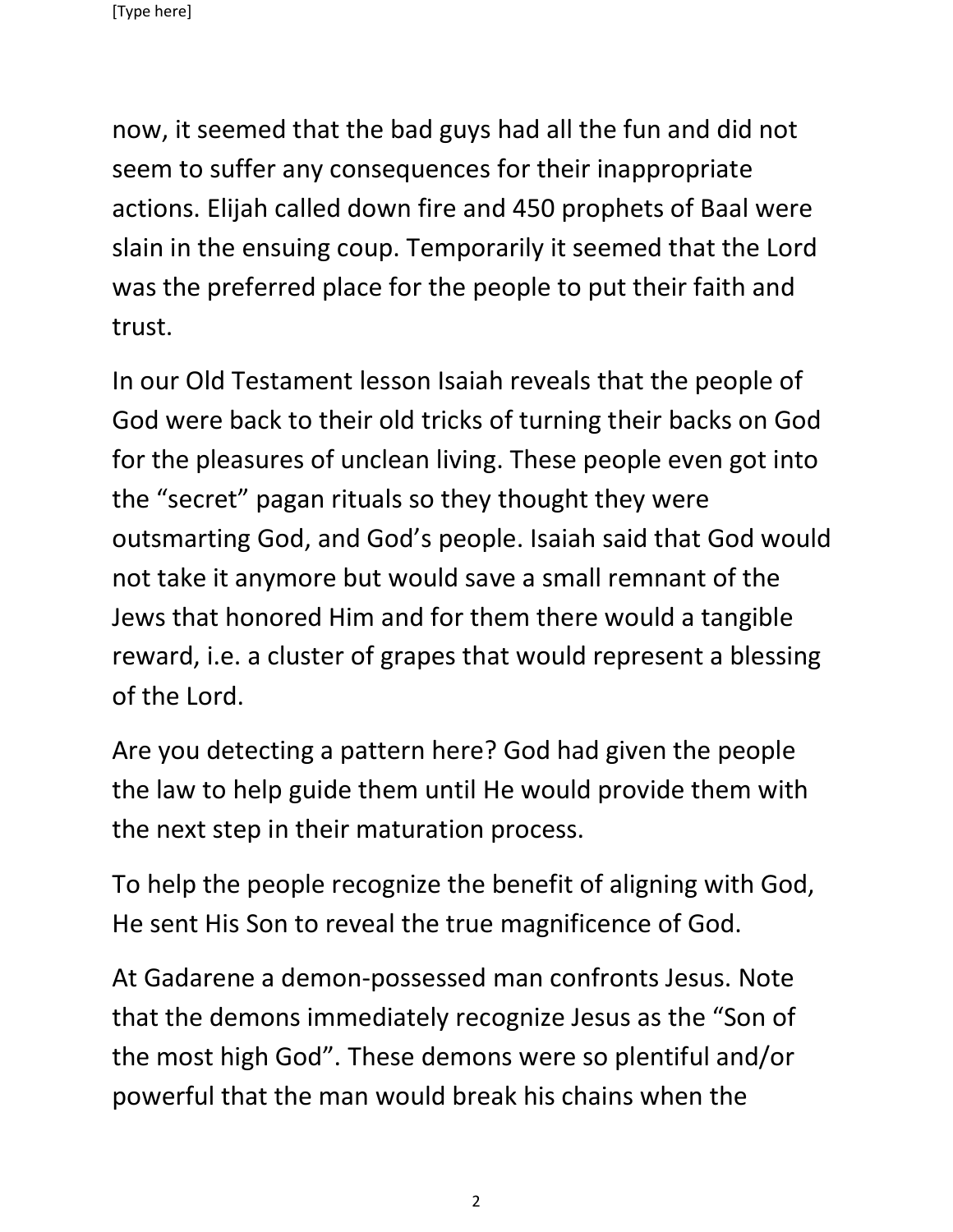now, it seemed that the bad guys had all the fun and did not seem to suffer any consequences for their inappropriate actions. Elijah called down fire and 450 prophets of Baal were slain in the ensuing coup. Temporarily it seemed that the Lord was the preferred place for the people to put their faith and trust.

In our Old Testament lesson Isaiah reveals that the people of God were back to their old tricks of turning their backs on God for the pleasures of unclean living. These people even got into the "secret" pagan rituals so they thought they were outsmarting God, and God's people. Isaiah said that God would not take it anymore but would save a small remnant of the Jews that honored Him and for them there would a tangible reward, i.e. a cluster of grapes that would represent a blessing of the Lord.

Are you detecting a pattern here? God had given the people the law to help guide them until He would provide them with the next step in their maturation process.

To help the people recognize the benefit of aligning with God, He sent His Son to reveal the true magnificence of God.

At Gadarene a demon-possessed man confronts Jesus. Note that the demons immediately recognize Jesus as the "Son of the most high God". These demons were so plentiful and/or powerful that the man would break his chains when the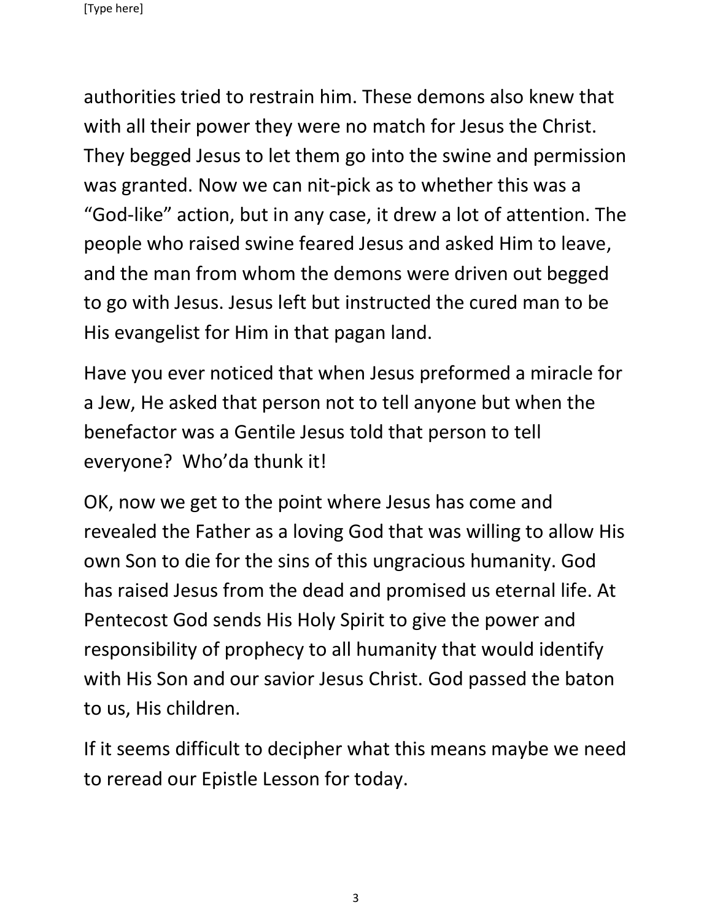authorities tried to restrain him. These demons also knew that with all their power they were no match for Jesus the Christ. They begged Jesus to let them go into the swine and permission was granted. Now we can nit-pick as to whether this was a "God-like" action, but in any case, it drew a lot of attention. The people who raised swine feared Jesus and asked Him to leave, and the man from whom the demons were driven out begged to go with Jesus. Jesus left but instructed the cured man to be His evangelist for Him in that pagan land.

Have you ever noticed that when Jesus preformed a miracle for a Jew, He asked that person not to tell anyone but when the benefactor was a Gentile Jesus told that person to tell everyone? Who'da thunk it!

OK, now we get to the point where Jesus has come and revealed the Father as a loving God that was willing to allow His own Son to die for the sins of this ungracious humanity. God has raised Jesus from the dead and promised us eternal life. At Pentecost God sends His Holy Spirit to give the power and responsibility of prophecy to all humanity that would identify with His Son and our savior Jesus Christ. God passed the baton to us, His children.

If it seems difficult to decipher what this means maybe we need to reread our Epistle Lesson for today.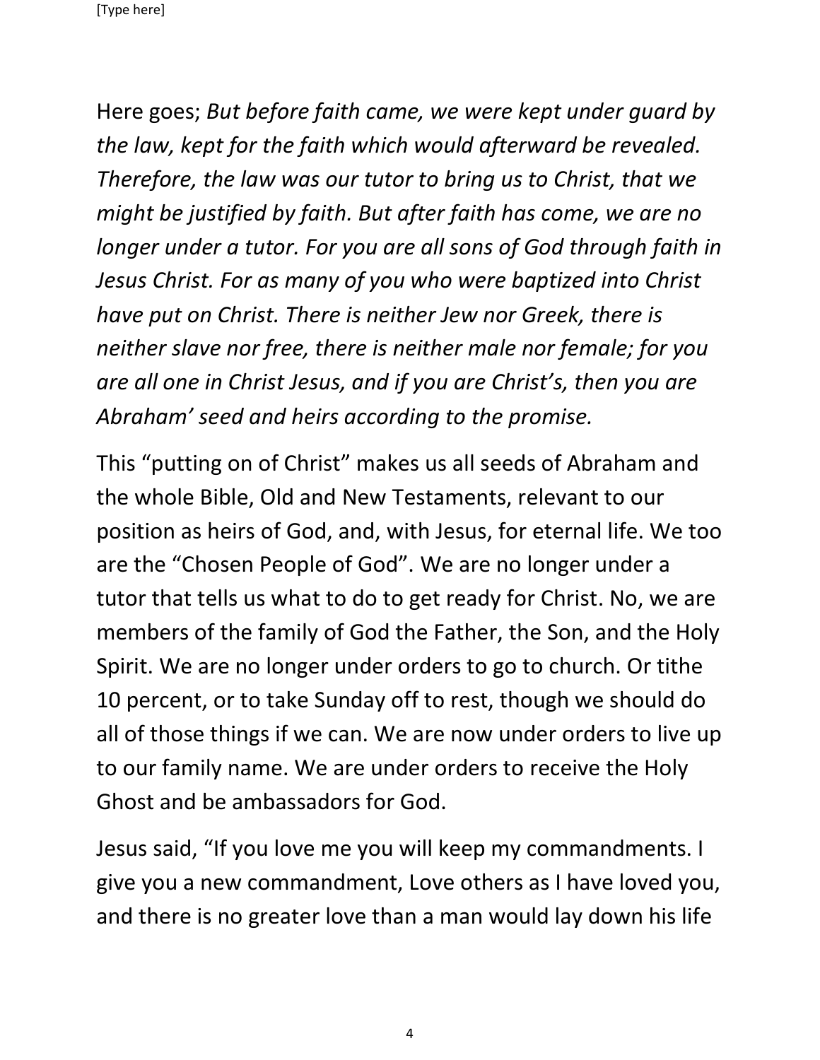Here goes; *But before faith came, we were kept under guard by the law, kept for the faith which would afterward be revealed. Therefore, the law was our tutor to bring us to Christ, that we might be justified by faith. But after faith has come, we are no longer under a tutor. For you are all sons of God through faith in Jesus Christ. For as many of you who were baptized into Christ have put on Christ. There is neither Jew nor Greek, there is neither slave nor free, there is neither male nor female; for you are all one in Christ Jesus, and if you are Christ's, then you are Abraham' seed and heirs according to the promise.*

This "putting on of Christ" makes us all seeds of Abraham and the whole Bible, Old and New Testaments, relevant to our position as heirs of God, and, with Jesus, for eternal life. We too are the "Chosen People of God". We are no longer under a tutor that tells us what to do to get ready for Christ. No, we are members of the family of God the Father, the Son, and the Holy Spirit. We are no longer under orders to go to church. Or tithe 10 percent, or to take Sunday off to rest, though we should do all of those things if we can. We are now under orders to live up to our family name. We are under orders to receive the Holy Ghost and be ambassadors for God.

Jesus said, "If you love me you will keep my commandments. I give you a new commandment, Love others as I have loved you, and there is no greater love than a man would lay down his life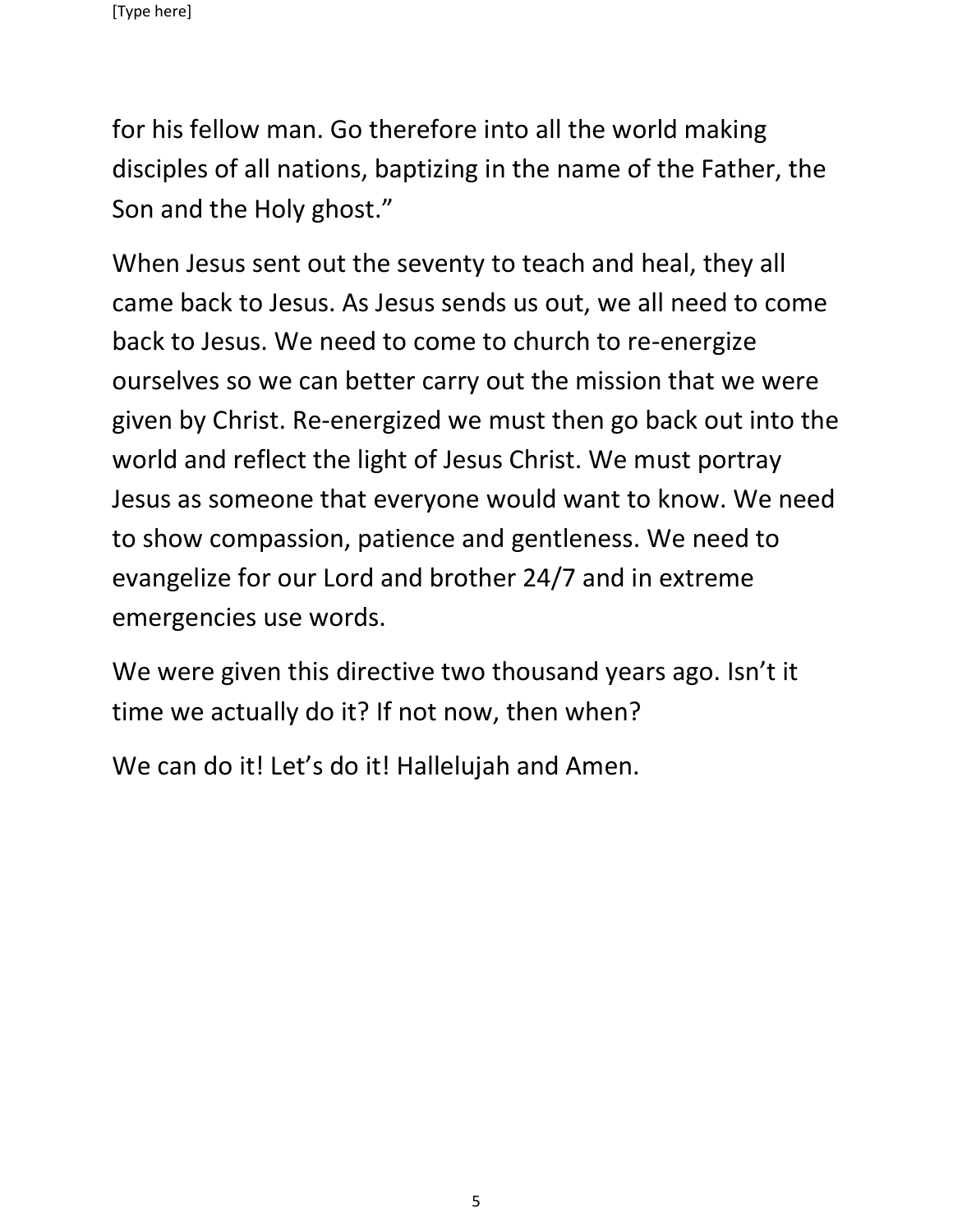for his fellow man. Go therefore into all the world making disciples of all nations, baptizing in the name of the Father, the Son and the Holy ghost."

When Jesus sent out the seventy to teach and heal, they all came back to Jesus. As Jesus sends us out, we all need to come back to Jesus. We need to come to church to re-energize ourselves so we can better carry out the mission that we were given by Christ. Re-energized we must then go back out into the world and reflect the light of Jesus Christ. We must portray Jesus as someone that everyone would want to know. We need to show compassion, patience and gentleness. We need to evangelize for our Lord and brother 24/7 and in extreme emergencies use words.

We were given this directive two thousand years ago. Isn't it time we actually do it? If not now, then when?

We can do it! Let's do it! Hallelujah and Amen.